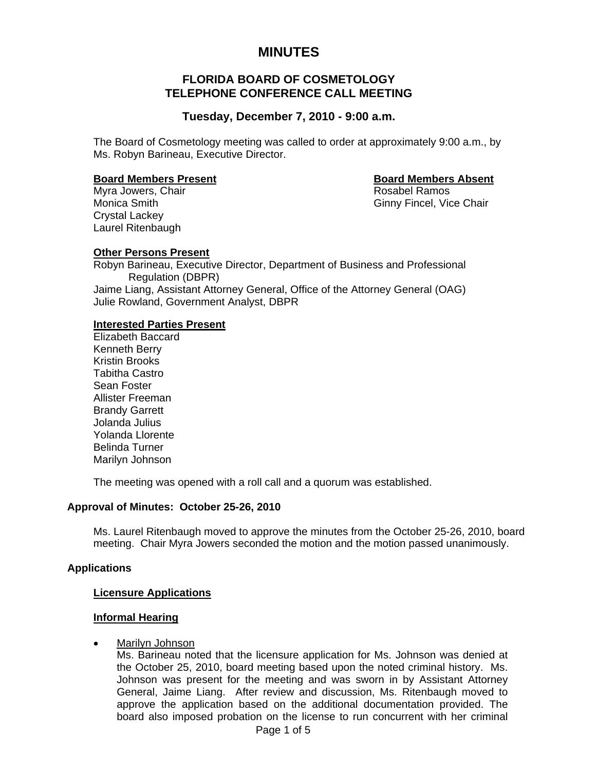# MINUTES

## FLORIDA BOARD OF COSMETOLOGY
## TELEPHONE CONFERENCE CALL MEETING

### Tuesday, December 7, 2010 - 9:00 a.m.

The Board of Cosmetology meeting was called to order at approximately 9:00 a.m., by Ms. Robyn Barineau, Executive Director.

**Board Members Present**

Myra Jowers, Chair
Monica Smith
Crystal Lackey
Laurel Ritenbaugh

**Board Members Absent**

Rosabel Ramos
Ginny Fincel, Vice Chair

**Other Persons Present**

Robyn Barineau, Executive Director, Department of Business and Professional Regulation (DBPR)
Jaime Liang, Assistant Attorney General, Office of the Attorney General (OAG)
Julie Rowland, Government Analyst, DBPR

**Interested Parties Present**

Elizabeth Baccard
Kenneth Berry
Kristin Brooks
Tabitha Castro
Sean Foster
Allister Freeman
Brandy Garrett
Jolanda Julius
Yolanda Llorente
Belinda Turner
Marilyn Johnson

The meeting was opened with a roll call and a quorum was established.

**Approval of Minutes: October 25-26, 2010**

Ms. Laurel Ritenbaugh moved to approve the minutes from the October 25-26, 2010, board meeting. Chair Myra Jowers seconded the motion and the motion passed unanimously.

**Applications**

**Licensure Applications**

**Informal Hearing**

- Marilyn Johnson
  Ms. Barineau noted that the licensure application for Ms. Johnson was denied at the October 25, 2010, board meeting based upon the noted criminal history. Ms. Johnson was present for the meeting and was sworn in by Assistant Attorney General, Jaime Liang. After review and discussion, Ms. Ritenbaugh moved to approve the application based on the additional documentation provided. The board also imposed probation on the license to run concurrent with her criminal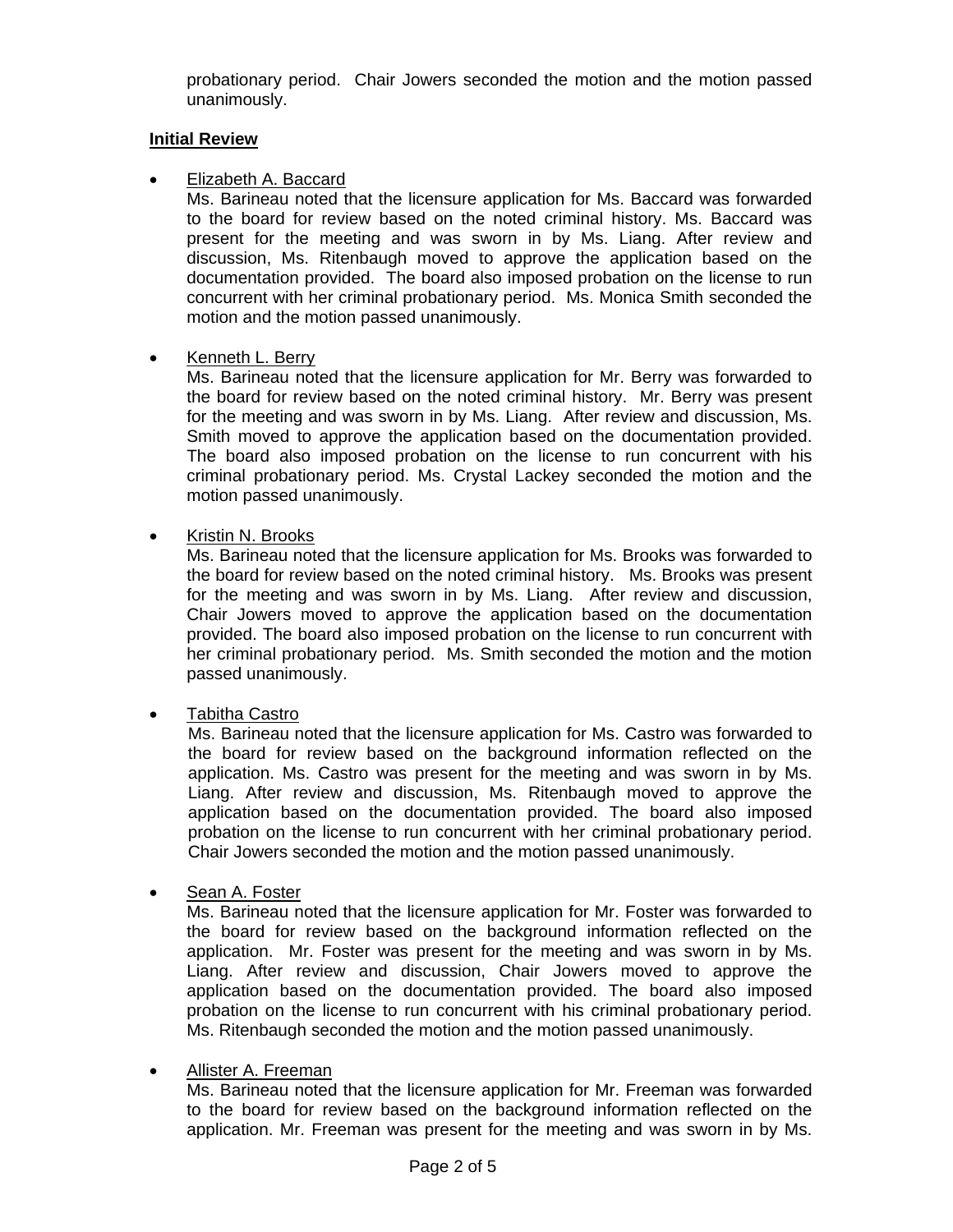probationary period. Chair Jowers seconded the motion and the motion passed unanimously.

**Initial Review**

- Elizabeth A. Baccard
  
  Ms. Barineau noted that the licensure application for Ms. Baccard was forwarded to the board for review based on the noted criminal history. Ms. Baccard was present for the meeting and was sworn in by Ms. Liang. After review and discussion, Ms. Ritenbaugh moved to approve the application based on the documentation provided. The board also imposed probation on the license to run concurrent with her criminal probationary period. Ms. Monica Smith seconded the motion and the motion passed unanimously.

- Kenneth L. Berry
  
  Ms. Barineau noted that the licensure application for Mr. Berry was forwarded to the board for review based on the noted criminal history. Mr. Berry was present for the meeting and was sworn in by Ms. Liang. After review and discussion, Ms. Smith moved to approve the application based on the documentation provided. The board also imposed probation on the license to run concurrent with his criminal probationary period. Ms. Crystal Lackey seconded the motion and the motion passed unanimously.

- Kristin N. Brooks
  
  Ms. Barineau noted that the licensure application for Ms. Brooks was forwarded to the board for review based on the noted criminal history. Ms. Brooks was present for the meeting and was sworn in by Ms. Liang. After review and discussion, Chair Jowers moved to approve the application based on the documentation provided. The board also imposed probation on the license to run concurrent with her criminal probationary period. Ms. Smith seconded the motion and the motion passed unanimously.

- Tabitha Castro
  
  Ms. Barineau noted that the licensure application for Ms. Castro was forwarded to the board for review based on the background information reflected on the application. Ms. Castro was present for the meeting and was sworn in by Ms. Liang. After review and discussion, Ms. Ritenbaugh moved to approve the application based on the documentation provided. The board also imposed probation on the license to run concurrent with her criminal probationary period. Chair Jowers seconded the motion and the motion passed unanimously.

- Sean A. Foster
  
  Ms. Barineau noted that the licensure application for Mr. Foster was forwarded to the board for review based on the background information reflected on the application. Mr. Foster was present for the meeting and was sworn in by Ms. Liang. After review and discussion, Chair Jowers moved to approve the application based on the documentation provided. The board also imposed probation on the license to run concurrent with his criminal probationary period. Ms. Ritenbaugh seconded the motion and the motion passed unanimously.

- Allister A. Freeman
  
  Ms. Barineau noted that the licensure application for Mr. Freeman was forwarded to the board for review based on the background information reflected on the application. Mr. Freeman was present for the meeting and was sworn in by Ms.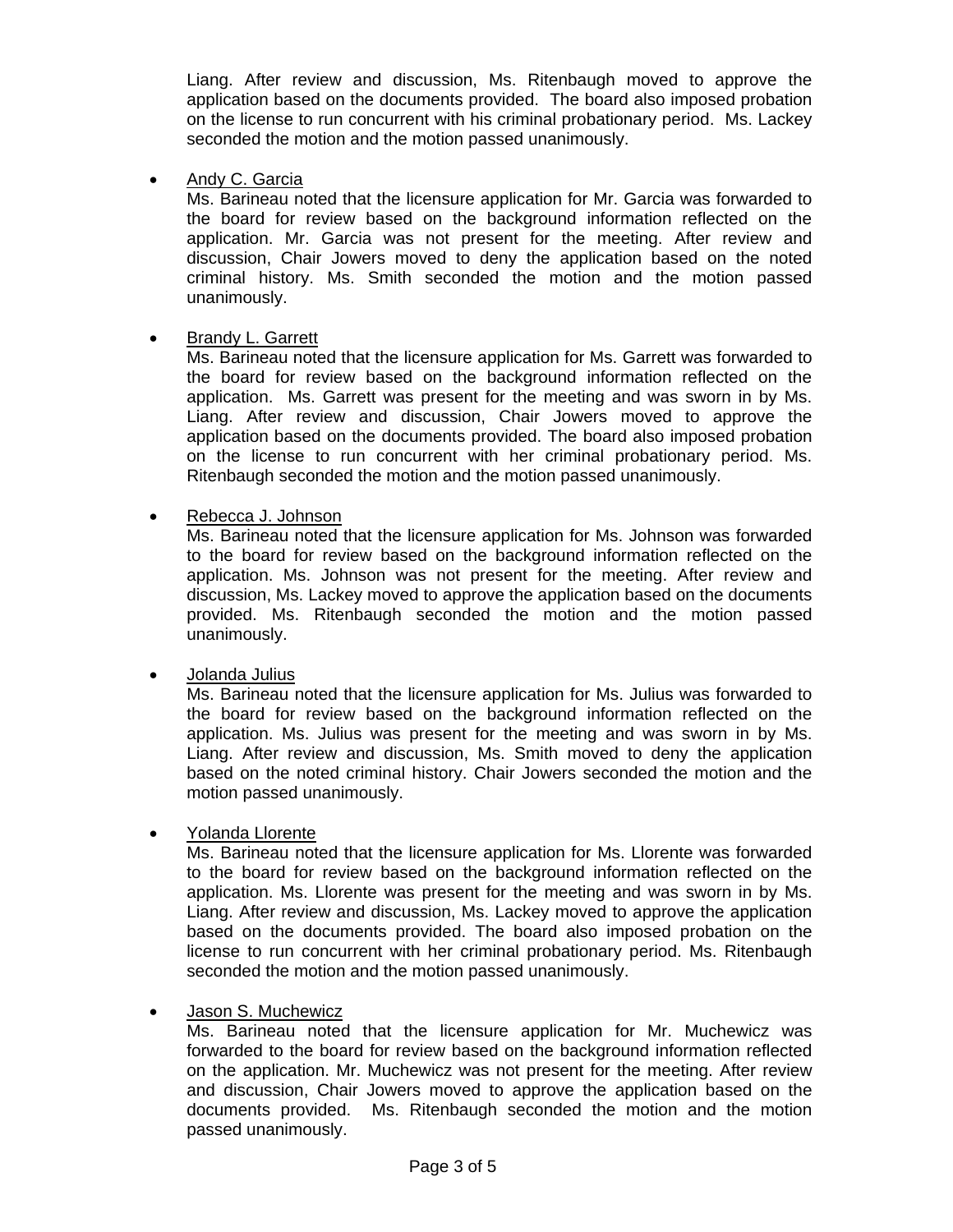Liang. After review and discussion, Ms. Ritenbaugh moved to approve the application based on the documents provided. The board also imposed probation on the license to run concurrent with his criminal probationary period. Ms. Lackey seconded the motion and the motion passed unanimously.

- Andy C. Garcia
  Ms. Barineau noted that the licensure application for Mr. Garcia was forwarded to the board for review based on the background information reflected on the application. Mr. Garcia was not present for the meeting. After review and discussion, Chair Jowers moved to deny the application based on the noted criminal history. Ms. Smith seconded the motion and the motion passed unanimously.

- Brandy L. Garrett
  Ms. Barineau noted that the licensure application for Ms. Garrett was forwarded to the board for review based on the background information reflected on the application. Ms. Garrett was present for the meeting and was sworn in by Ms. Liang. After review and discussion, Chair Jowers moved to approve the application based on the documents provided. The board also imposed probation on the license to run concurrent with her criminal probationary period. Ms. Ritenbaugh seconded the motion and the motion passed unanimously.

- Rebecca J. Johnson
  Ms. Barineau noted that the licensure application for Ms. Johnson was forwarded to the board for review based on the background information reflected on the application. Ms. Johnson was not present for the meeting. After review and discussion, Ms. Lackey moved to approve the application based on the documents provided. Ms. Ritenbaugh seconded the motion and the motion passed unanimously.

- Jolanda Julius
  Ms. Barineau noted that the licensure application for Ms. Julius was forwarded to the board for review based on the background information reflected on the application. Ms. Julius was present for the meeting and was sworn in by Ms. Liang. After review and discussion, Ms. Smith moved to deny the application based on the noted criminal history. Chair Jowers seconded the motion and the motion passed unanimously.

- Yolanda Llorente
  Ms. Barineau noted that the licensure application for Ms. Llorente was forwarded to the board for review based on the background information reflected on the application. Ms. Llorente was present for the meeting and was sworn in by Ms. Liang. After review and discussion, Ms. Lackey moved to approve the application based on the documents provided. The board also imposed probation on the license to run concurrent with her criminal probationary period. Ms. Ritenbaugh seconded the motion and the motion passed unanimously.

- Jason S. Muchewicz
  Ms. Barineau noted that the licensure application for Mr. Muchewicz was forwarded to the board for review based on the background information reflected on the application. Mr. Muchewicz was not present for the meeting. After review and discussion, Chair Jowers moved to approve the application based on the documents provided. Ms. Ritenbaugh seconded the motion and the motion passed unanimously.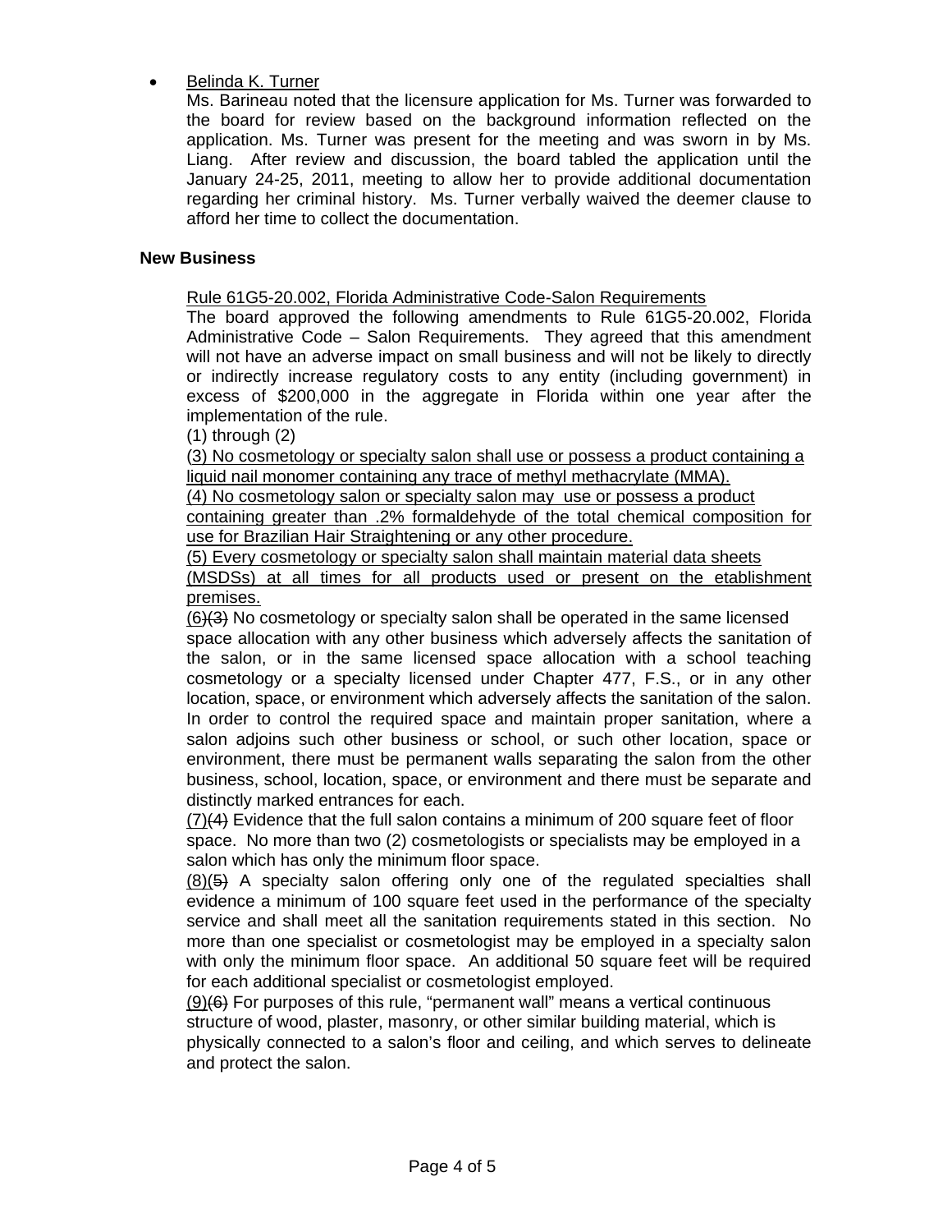- Belinda K. Turner

  Ms. Barineau noted that the licensure application for Ms. Turner was forwarded to the board for review based on the background information reflected on the application. Ms. Turner was present for the meeting and was sworn in by Ms. Liang. After review and discussion, the board tabled the application until the January 24-25, 2011, meeting to allow her to provide additional documentation regarding her criminal history. Ms. Turner verbally waived the deemer clause to afford her time to collect the documentation.

**New Business**

Rule 61G5-20.002, Florida Administrative Code-Salon Requirements

The board approved the following amendments to Rule 61G5-20.002, Florida Administrative Code – Salon Requirements. They agreed that this amendment will not have an adverse impact on small business and will not be likely to directly or indirectly increase regulatory costs to any entity (including government) in excess of $200,000 in the aggregate in Florida within one year after the implementation of the rule.

(1) through (2)

(3) No cosmetology or specialty salon shall use or possess a product containing a liquid nail monomer containing any trace of methyl methacrylate (MMA).

(4) No cosmetology salon or specialty salon may use or possess a product containing greater than .2% formaldehyde of the total chemical composition for use for Brazilian Hair Straightening or any other procedure.

(5) Every cosmetology or specialty salon shall maintain material data sheets (MSDSs) at all times for all products used or present on the etablishment premises.

(6)~~(3)~~ No cosmetology or specialty salon shall be operated in the same licensed space allocation with any other business which adversely affects the sanitation of the salon, or in the same licensed space allocation with a school teaching cosmetology or a specialty licensed under Chapter 477, F.S., or in any other location, space, or environment which adversely affects the sanitation of the salon. In order to control the required space and maintain proper sanitation, where a salon adjoins such other business or school, or such other location, space or environment, there must be permanent walls separating the salon from the other business, school, location, space, or environment and there must be separate and distinctly marked entrances for each.

(7)~~(4)~~ Evidence that the full salon contains a minimum of 200 square feet of floor space. No more than two (2) cosmetologists or specialists may be employed in a salon which has only the minimum floor space.

(8)~~(5)~~ A specialty salon offering only one of the regulated specialties shall evidence a minimum of 100 square feet used in the performance of the specialty service and shall meet all the sanitation requirements stated in this section. No more than one specialist or cosmetologist may be employed in a specialty salon with only the minimum floor space. An additional 50 square feet will be required for each additional specialist or cosmetologist employed.

(9)~~(6)~~ For purposes of this rule, "permanent wall" means a vertical continuous structure of wood, plaster, masonry, or other similar building material, which is physically connected to a salon's floor and ceiling, and which serves to delineate and protect the salon.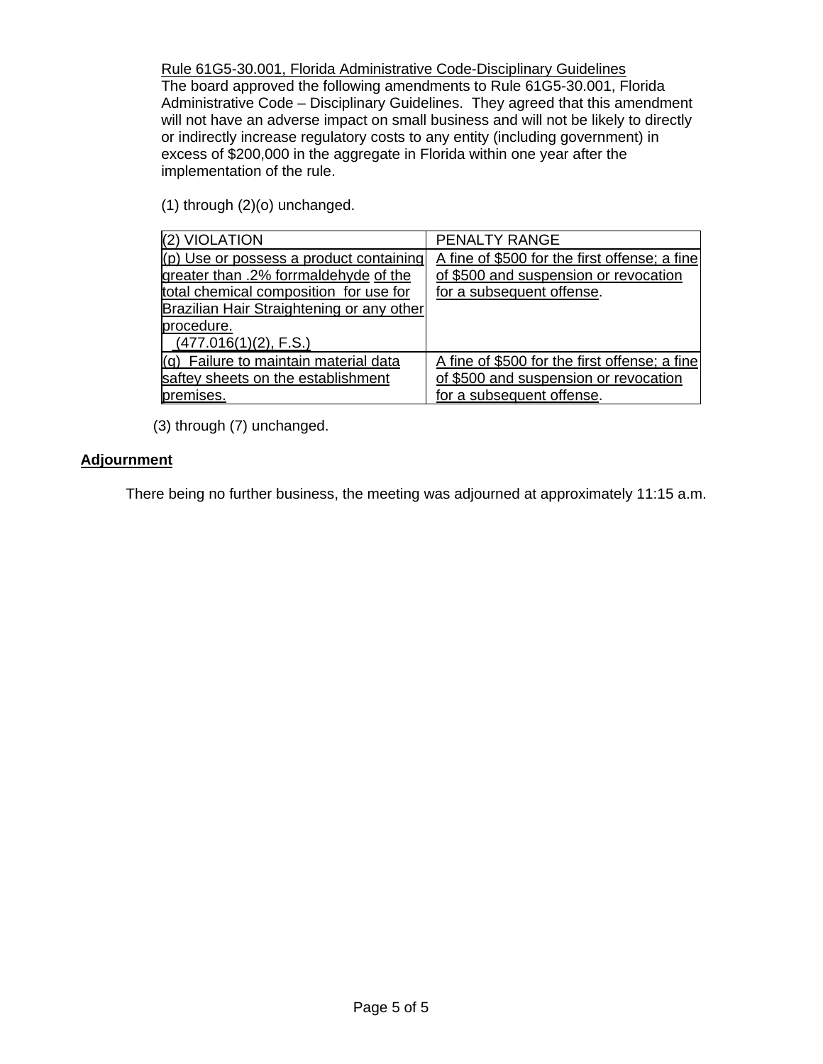Rule 61G5-30.001, Florida Administrative Code-Disciplinary Guidelines

The board approved the following amendments to Rule 61G5-30.001, Florida Administrative Code – Disciplinary Guidelines. They agreed that this amendment will not have an adverse impact on small business and will not be likely to directly or indirectly increase regulatory costs to any entity (including government) in excess of $200,000 in the aggregate in Florida within one year after the implementation of the rule.

(1) through (2)(o) unchanged.

| (2) VIOLATION | PENALTY RANGE |
|---|---|
| (p) Use or possess a product containing greater than .2% forrmaldehyde of the total chemical composition for use for Brazilian Hair Straightening or any other procedure. (477.016(1)(2), F.S.) | A fine of $500 for the first offense; a fine of $500 and suspension or revocation for a subsequent offense. |
| (q) Failure to maintain material data saftey sheets on the establishment premises. | A fine of $500 for the first offense; a fine of $500 and suspension or revocation for a subsequent offense. |

(3) through (7) unchanged.

**Adjournment**

There being no further business, the meeting was adjourned at approximately 11:15 a.m.